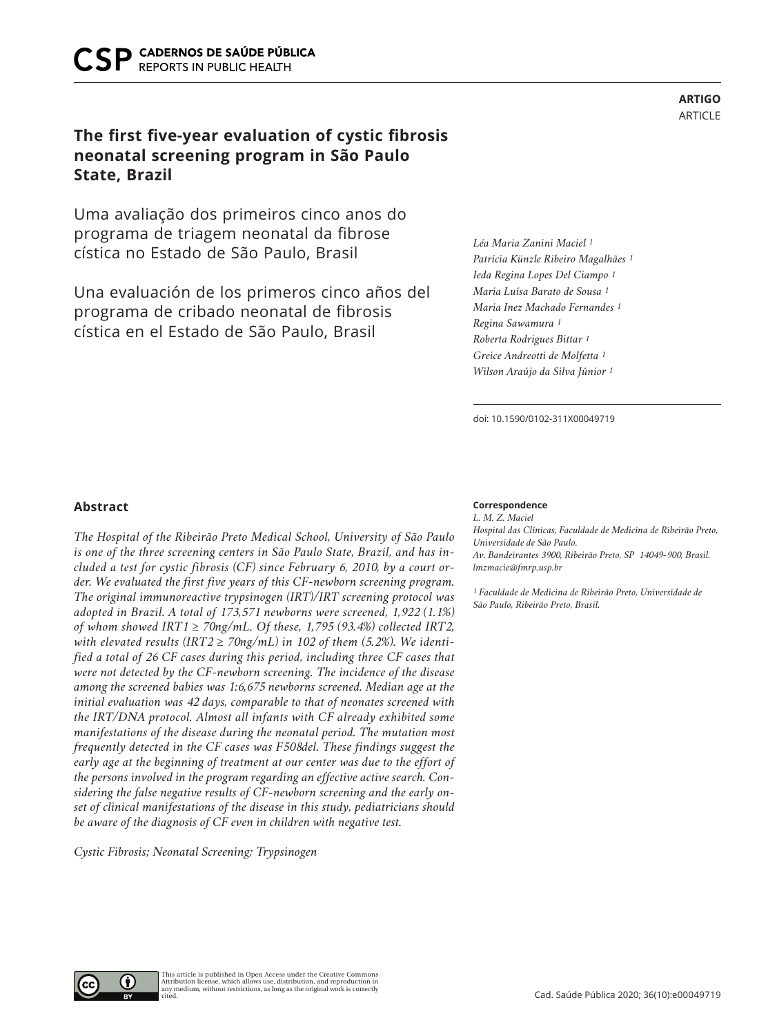**ARTIGO**
ARTICLE

# The first five-year evaluation of cystic fibrosis neonatal screening program in São Paulo State, Brazil

Uma avaliação dos primeiros cinco anos do programa de triagem neonatal da fibrose cística no Estado de São Paulo, Brasil

Una evaluación de los primeros cinco años del programa de cribado neonatal de fibrosis cística en el Estado de São Paulo, Brasil

*Léa Maria Zanini Maciel [1]*
*Patrícia Künzle Ribeiro Magalhães [1]*
*Ieda Regina Lopes Del Ciampo [1]*
*Maria Luísa Barato de Sousa [1]*
*Maria Inez Machado Fernandes [1]*
*Regina Sawamura [1]*
*Roberta Rodrigues Bittar [1]*
*Greice Andreotti de Molfetta [1]*
*Wilson Araújo da Silva Júnior [1]*

doi: 10.1590/0102-311X00049719

## Abstract

*The Hospital of the Ribeirão Preto Medical School, University of São Paulo is one of the three screening centers in São Paulo State, Brazil, and has included a test for cystic fibrosis (CF) since February 6, 2010, by a court order. We evaluated the first five years of this CF-newborn screening program. The original immunoreactive trypsinogen (IRT)/IRT screening protocol was adopted in Brazil. A total of 173,571 newborns were screened, 1,922 (1.1%) of whom showed IRT1 ≥ 70ng/mL. Of these, 1,795 (93.4%) collected IRT2, with elevated results (IRT2 ≥ 70ng/mL) in 102 of them (5.2%). We identified a total of 26 CF cases during this period, including three CF cases that were not detected by the CF-newborn screening. The incidence of the disease among the screened babies was 1:6,675 newborns screened. Median age at the initial evaluation was 42 days, comparable to that of neonates screened with the IRT/DNA protocol. Almost all infants with CF already exhibited some manifestations of the disease during the neonatal period. The mutation most frequently detected in the CF cases was F508del. These findings suggest the early age at the beginning of treatment at our center was due to the effort of the persons involved in the program regarding an effective active search. Considering the false negative results of CF-newborn screening and the early onset of clinical manifestations of the disease in this study, pediatricians should be aware of the diagnosis of CF even in children with negative test.*

*Cystic Fibrosis; Neonatal Screening; Trypsinogen*

**Correspondence**
*L. M. Z. Maciel*
*Hospital das Clínicas, Faculdade de Medicina de Ribeirão Preto, Universidade de São Paulo.*
*Av. Bandeirantes 3900, Ribeirão Preto, SP 14049-900, Brasil.*
*lmzmacie@fmrp.usp.br*

*[1] Faculdade de Medicina de Ribeirão Preto, Universidade de São Paulo, Ribeirão Preto, Brasil.*

This article is published in Open Access under the Creative Commons Attribution license, which allows use, distribution, and reproduction in any medium, without restrictions, as long as the original work is correctly cited.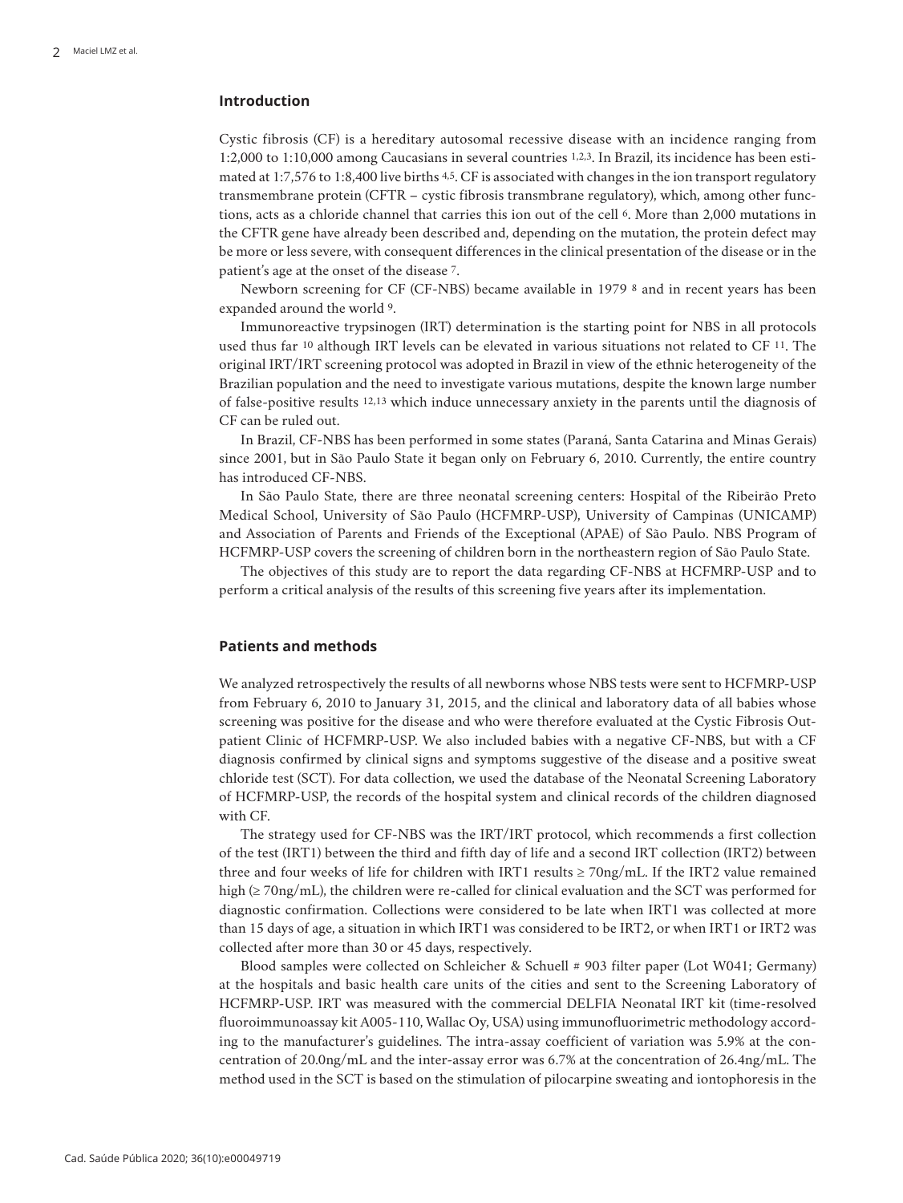## Introduction

Cystic fibrosis (CF) is a hereditary autosomal recessive disease with an incidence ranging from 1:2,000 to 1:10,000 among Caucasians in several countries [1,2,3]. In Brazil, its incidence has been estimated at 1:7,576 to 1:8,400 live births [4,5]. CF is associated with changes in the ion transport regulatory transmembrane protein (CFTR – cystic fibrosis transmbrane regulatory), which, among other functions, acts as a chloride channel that carries this ion out of the cell [6]. More than 2,000 mutations in the CFTR gene have already been described and, depending on the mutation, the protein defect may be more or less severe, with consequent differences in the clinical presentation of the disease or in the patient's age at the onset of the disease [7].

Newborn screening for CF (CF-NBS) became available in 1979 [8] and in recent years has been expanded around the world [9].

Immunoreactive trypsinogen (IRT) determination is the starting point for NBS in all protocols used thus far [10] although IRT levels can be elevated in various situations not related to CF [11]. The original IRT/IRT screening protocol was adopted in Brazil in view of the ethnic heterogeneity of the Brazilian population and the need to investigate various mutations, despite the known large number of false-positive results [12,13] which induce unnecessary anxiety in the parents until the diagnosis of CF can be ruled out.

In Brazil, CF-NBS has been performed in some states (Paraná, Santa Catarina and Minas Gerais) since 2001, but in São Paulo State it began only on February 6, 2010. Currently, the entire country has introduced CF-NBS.

In São Paulo State, there are three neonatal screening centers: Hospital of the Ribeirão Preto Medical School, University of São Paulo (HCFMRP-USP), University of Campinas (UNICAMP) and Association of Parents and Friends of the Exceptional (APAE) of São Paulo. NBS Program of HCFMRP-USP covers the screening of children born in the northeastern region of São Paulo State.

The objectives of this study are to report the data regarding CF-NBS at HCFMRP-USP and to perform a critical analysis of the results of this screening five years after its implementation.

## Patients and methods

We analyzed retrospectively the results of all newborns whose NBS tests were sent to HCFMRP-USP from February 6, 2010 to January 31, 2015, and the clinical and laboratory data of all babies whose screening was positive for the disease and who were therefore evaluated at the Cystic Fibrosis Outpatient Clinic of HCFMRP-USP. We also included babies with a negative CF-NBS, but with a CF diagnosis confirmed by clinical signs and symptoms suggestive of the disease and a positive sweat chloride test (SCT). For data collection, we used the database of the Neonatal Screening Laboratory of HCFMRP-USP, the records of the hospital system and clinical records of the children diagnosed with CF.

The strategy used for CF-NBS was the IRT/IRT protocol, which recommends a first collection of the test (IRT1) between the third and fifth day of life and a second IRT collection (IRT2) between three and four weeks of life for children with IRT1 results ≥ 70ng/mL. If the IRT2 value remained high (≥ 70ng/mL), the children were re-called for clinical evaluation and the SCT was performed for diagnostic confirmation. Collections were considered to be late when IRT1 was collected at more than 15 days of age, a situation in which IRT1 was considered to be IRT2, or when IRT1 or IRT2 was collected after more than 30 or 45 days, respectively.

Blood samples were collected on Schleicher & Schuell # 903 filter paper (Lot W041; Germany) at the hospitals and basic health care units of the cities and sent to the Screening Laboratory of HCFMRP-USP. IRT was measured with the commercial DELFIA Neonatal IRT kit (time-resolved fluoroimmunoassay kit A005-110, Wallac Oy, USA) using immunofluorimetric methodology according to the manufacturer's guidelines. The intra-assay coefficient of variation was 5.9% at the concentration of 20.0ng/mL and the inter-assay error was 6.7% at the concentration of 26.4ng/mL. The method used in the SCT is based on the stimulation of pilocarpine sweating and iontophoresis in the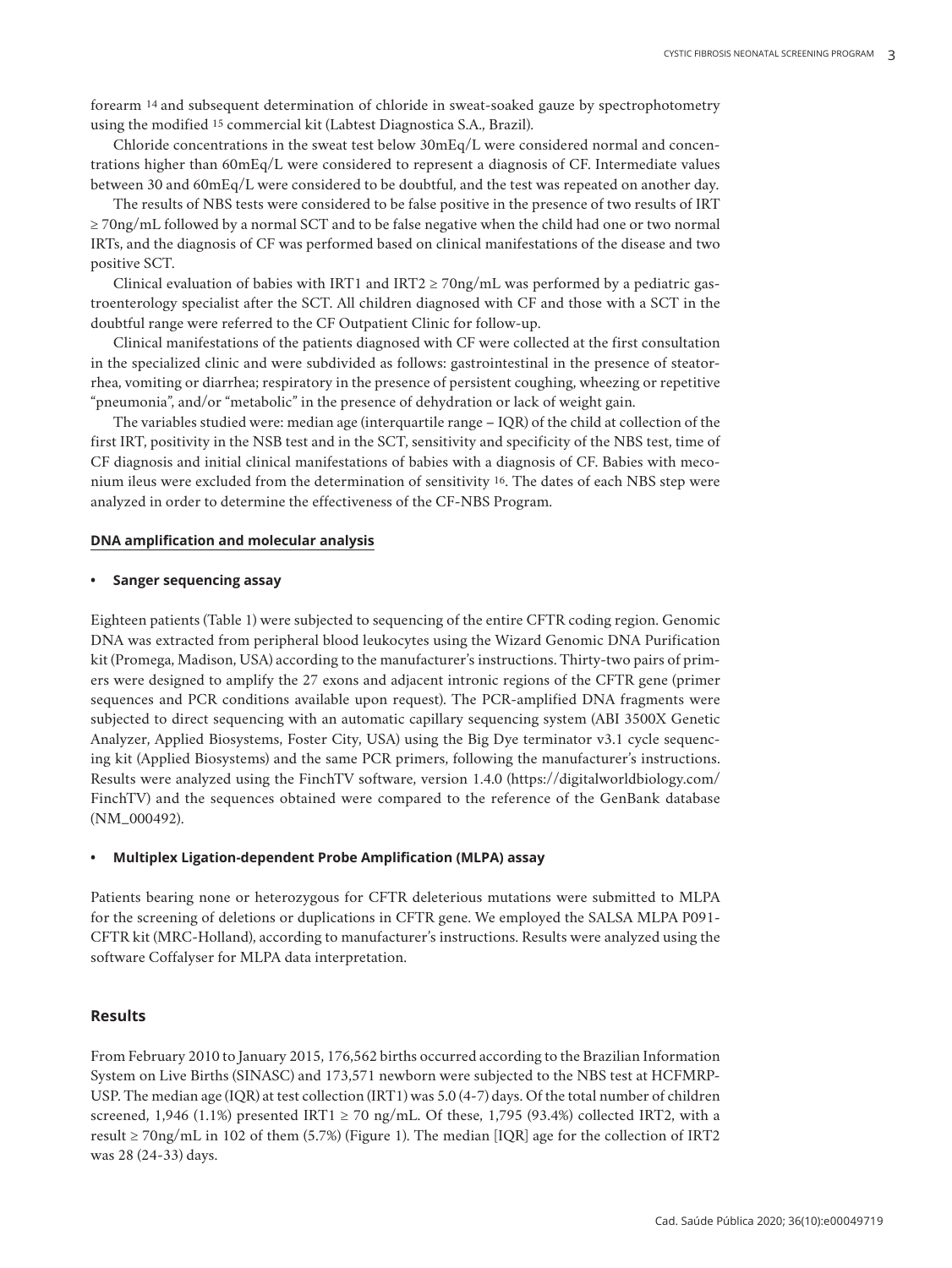forearm [14] and subsequent determination of chloride in sweat-soaked gauze by spectrophotometry using the modified [15] commercial kit (Labtest Diagnostica S.A., Brazil).

Chloride concentrations in the sweat test below 30mEq/L were considered normal and concentrations higher than 60mEq/L were considered to represent a diagnosis of CF. Intermediate values between 30 and 60mEq/L were considered to be doubtful, and the test was repeated on another day.

The results of NBS tests were considered to be false positive in the presence of two results of IRT ≥ 70ng/mL followed by a normal SCT and to be false negative when the child had one or two normal IRTs, and the diagnosis of CF was performed based on clinical manifestations of the disease and two positive SCT.

Clinical evaluation of babies with IRT1 and IRT2 ≥ 70ng/mL was performed by a pediatric gastroenterology specialist after the SCT. All children diagnosed with CF and those with a SCT in the doubtful range were referred to the CF Outpatient Clinic for follow-up.

Clinical manifestations of the patients diagnosed with CF were collected at the first consultation in the specialized clinic and were subdivided as follows: gastrointestinal in the presence of steatorrhea, vomiting or diarrhea; respiratory in the presence of persistent coughing, wheezing or repetitive "pneumonia", and/or "metabolic" in the presence of dehydration or lack of weight gain.

The variables studied were: median age (interquartile range – IQR) of the child at collection of the first IRT, positivity in the NSB test and in the SCT, sensitivity and specificity of the NBS test, time of CF diagnosis and initial clinical manifestations of babies with a diagnosis of CF. Babies with meconium ileus were excluded from the determination of sensitivity [16]. The dates of each NBS step were analyzed in order to determine the effectiveness of the CF-NBS Program.

## DNA amplification and molecular analysis

- **Sanger sequencing assay**

Eighteen patients (Table 1) were subjected to sequencing of the entire CFTR coding region. Genomic DNA was extracted from peripheral blood leukocytes using the Wizard Genomic DNA Purification kit (Promega, Madison, USA) according to the manufacturer's instructions. Thirty-two pairs of primers were designed to amplify the 27 exons and adjacent intronic regions of the CFTR gene (primer sequences and PCR conditions available upon request). The PCR-amplified DNA fragments were subjected to direct sequencing with an automatic capillary sequencing system (ABI 3500X Genetic Analyzer, Applied Biosystems, Foster City, USA) using the Big Dye terminator v3.1 cycle sequencing kit (Applied Biosystems) and the same PCR primers, following the manufacturer's instructions. Results were analyzed using the FinchTV software, version 1.4.0 (https://digitalworldbiology.com/FinchTV) and the sequences obtained were compared to the reference of the GenBank database (NM_000492).

- **Multiplex Ligation-dependent Probe Amplification (MLPA) assay**

Patients bearing none or heterozygous for CFTR deleterious mutations were submitted to MLPA for the screening of deletions or duplications in CFTR gene. We employed the SALSA MLPA P091-CFTR kit (MRC-Holland), according to manufacturer's instructions. Results were analyzed using the software Coffalyser for MLPA data interpretation.

## Results

From February 2010 to January 2015, 176,562 births occurred according to the Brazilian Information System on Live Births (SINASC) and 173,571 newborn were subjected to the NBS test at HCFMRP-USP. The median age (IQR) at test collection (IRT1) was 5.0 (4-7) days. Of the total number of children screened, 1,946 (1.1%) presented IRT1 ≥ 70 ng/mL. Of these, 1,795 (93.4%) collected IRT2, with a result ≥ 70ng/mL in 102 of them (5.7%) (Figure 1). The median [IQR] age for the collection of IRT2 was 28 (24-33) days.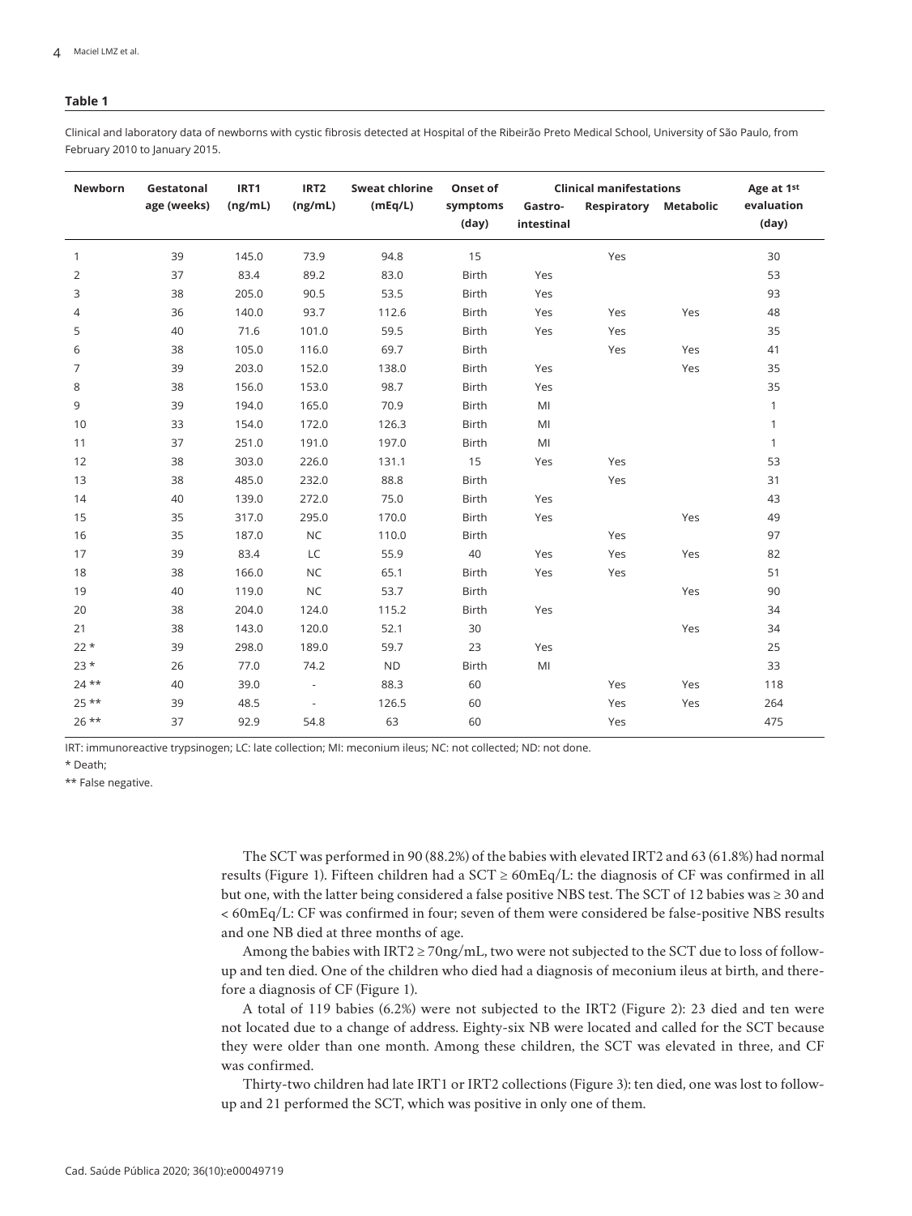**Table 1**

Clinical and laboratory data of newborns with cystic fibrosis detected at Hospital of the Ribeirão Preto Medical School, University of São Paulo, from February 2010 to January 2015.

| Newborn | Gestatonal age (weeks) | IRT1 (ng/mL) | IRT2 (ng/mL) | Sweat chlorine (mEq/L) | Onset of symptoms (day) | Clinical manifestations | | | Age at 1st evaluation (day) |
|---|---|---|---|---|---|---|---|---|---|
| | | | | | | Gastro-intestinal | Respiratory | Metabolic | |
| 1 | 39 | 145.0 | 73.9 | 94.8 | 15 | | Yes | | 30 |
| 2 | 37 | 83.4 | 89.2 | 83.0 | Birth | Yes | | | 53 |
| 3 | 38 | 205.0 | 90.5 | 53.5 | Birth | Yes | | | 93 |
| 4 | 36 | 140.0 | 93.7 | 112.6 | Birth | Yes | Yes | Yes | 48 |
| 5 | 40 | 71.6 | 101.0 | 59.5 | Birth | Yes | Yes | | 35 |
| 6 | 38 | 105.0 | 116.0 | 69.7 | Birth | | Yes | Yes | 41 |
| 7 | 39 | 203.0 | 152.0 | 138.0 | Birth | Yes | | Yes | 35 |
| 8 | 38 | 156.0 | 153.0 | 98.7 | Birth | Yes | | | 35 |
| 9 | 39 | 194.0 | 165.0 | 70.9 | Birth | MI | | | 1 |
| 10 | 33 | 154.0 | 172.0 | 126.3 | Birth | MI | | | 1 |
| 11 | 37 | 251.0 | 191.0 | 197.0 | Birth | MI | | | 1 |
| 12 | 38 | 303.0 | 226.0 | 131.1 | 15 | Yes | Yes | | 53 |
| 13 | 38 | 485.0 | 232.0 | 88.8 | Birth | | Yes | | 31 |
| 14 | 40 | 139.0 | 272.0 | 75.0 | Birth | Yes | | | 43 |
| 15 | 35 | 317.0 | 295.0 | 170.0 | Birth | Yes | | Yes | 49 |
| 16 | 35 | 187.0 | NC | 110.0 | Birth | | Yes | | 97 |
| 17 | 39 | 83.4 | LC | 55.9 | 40 | Yes | Yes | Yes | 82 |
| 18 | 38 | 166.0 | NC | 65.1 | Birth | Yes | Yes | | 51 |
| 19 | 40 | 119.0 | NC | 53.7 | Birth | | | Yes | 90 |
| 20 | 38 | 204.0 | 124.0 | 115.2 | Birth | Yes | | | 34 |
| 21 | 38 | 143.0 | 120.0 | 52.1 | 30 | | | Yes | 34 |
| 22 * | 39 | 298.0 | 189.0 | 59.7 | 23 | Yes | | | 25 |
| 23 * | 26 | 77.0 | 74.2 | ND | Birth | MI | | | 33 |
| 24 ** | 40 | 39.0 | - | 88.3 | 60 | | Yes | Yes | 118 |
| 25 ** | 39 | 48.5 | - | 126.5 | 60 | | Yes | Yes | 264 |
| 26 ** | 37 | 92.9 | 54.8 | 63 | 60 | | Yes | | 475 |

IRT: immunoreactive trypsinogen; LC: late collection; MI: meconium ileus; NC: not collected; ND: not done.

* Death;

** False negative.

The SCT was performed in 90 (88.2%) of the babies with elevated IRT2 and 63 (61.8%) had normal results (Figure 1). Fifteen children had a SCT ≥ 60mEq/L: the diagnosis of CF was confirmed in all but one, with the latter being considered a false positive NBS test. The SCT of 12 babies was ≥ 30 and < 60mEq/L: CF was confirmed in four; seven of them were considered be false-positive NBS results and one NB died at three months of age.

Among the babies with IRT2 ≥ 70ng/mL, two were not subjected to the SCT due to loss of follow-up and ten died. One of the children who died had a diagnosis of meconium ileus at birth, and therefore a diagnosis of CF (Figure 1).

A total of 119 babies (6.2%) were not subjected to the IRT2 (Figure 2): 23 died and ten were not located due to a change of address. Eighty-six NB were located and called for the SCT because they were older than one month. Among these children, the SCT was elevated in three, and CF was confirmed.

Thirty-two children had late IRT1 or IRT2 collections (Figure 3): ten died, one was lost to follow-up and 21 performed the SCT, which was positive in only one of them.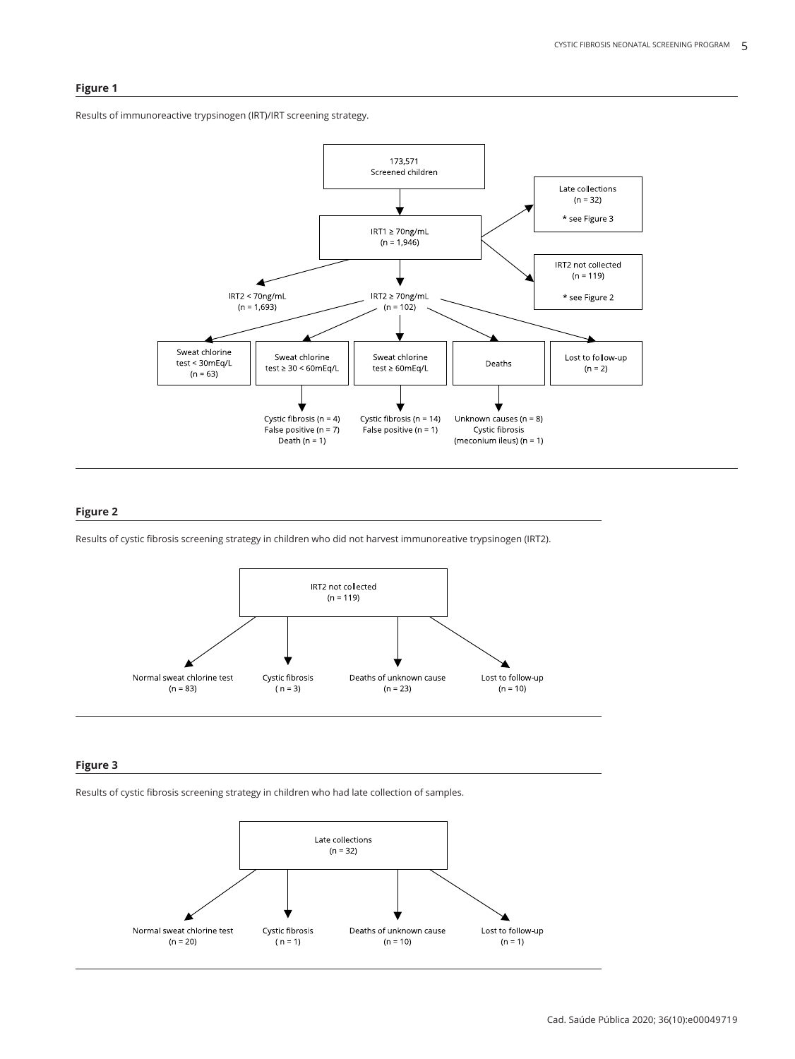**Figure 1**

Results of immunoreactive trypsinogen (IRT)/IRT screening strategy.

173,571
Screened children

IRT1 ≥ 70ng/mL
(n = 1,946)

Late collections
(n = 32)

* see Figure 3

IRT2 not collected
(n = 119)

* see Figure 2

IRT2 < 70ng/mL
(n = 1,693)

IRT2 ≥ 70ng/mL
(n = 102)

Sweat chlorine test < 30mEq/L
(n = 63)

Sweat chlorine test ≥ 30 < 60mEq/L

Cystic fibrosis (n = 4)
False positive (n = 7)
Death (n = 1)

Sweat chlorine test ≥ 60mEq/L

Cystic fibrosis (n = 14)
False positive (n = 1)

Deaths

Unknown causes (n = 8)
Cystic fibrosis (meconium ileus) (n = 1)

Lost to follow-up
(n = 2)

**Figure 2**

Results of cystic fibrosis screening strategy in children who did not harvest immunoreative trypsinogen (IRT2).

IRT2 not collected
(n = 119)

Normal sweat chlorine test
(n = 83)

Cystic fibrosis
(n = 3)

Deaths of unknown cause
(n = 23)

Lost to follow-up
(n = 10)

**Figure 3**

Results of cystic fibrosis screening strategy in children who had late collection of samples.

Late collections
(n = 32)

Normal sweat chlorine test
(n = 20)

Cystic fibrosis
(n = 1)

Deaths of unknown cause
(n = 10)

Lost to follow-up
(n = 1)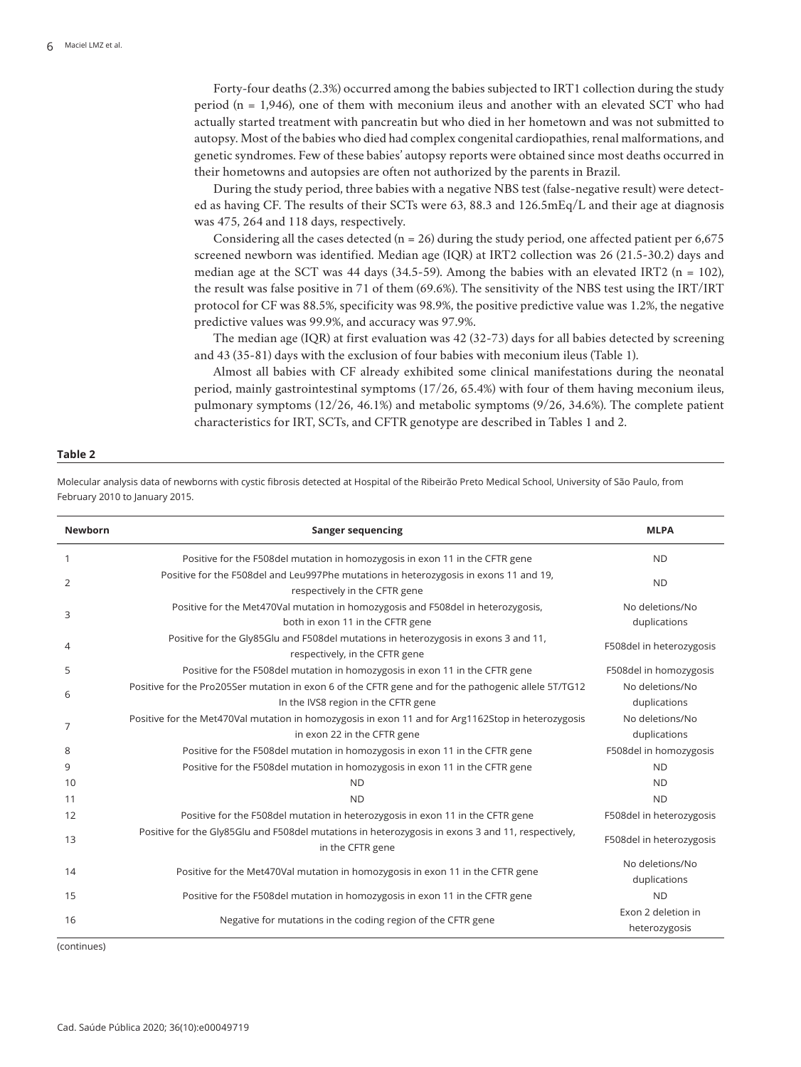Forty-four deaths (2.3%) occurred among the babies subjected to IRT1 collection during the study period (n = 1,946), one of them with meconium ileus and another with an elevated SCT who had actually started treatment with pancreatin but who died in her hometown and was not submitted to autopsy. Most of the babies who died had complex congenital cardiopathies, renal malformations, and genetic syndromes. Few of these babies' autopsy reports were obtained since most deaths occurred in their hometowns and autopsies are often not authorized by the parents in Brazil.

During the study period, three babies with a negative NBS test (false-negative result) were detected as having CF. The results of their SCTs were 63, 88.3 and 126.5mEq/L and their age at diagnosis was 475, 264 and 118 days, respectively.

Considering all the cases detected (n = 26) during the study period, one affected patient per 6,675 screened newborn was identified. Median age (IQR) at IRT2 collection was 26 (21.5-30.2) days and median age at the SCT was 44 days (34.5-59). Among the babies with an elevated IRT2 (n = 102), the result was false positive in 71 of them (69.6%). The sensitivity of the NBS test using the IRT/IRT protocol for CF was 88.5%, specificity was 98.9%, the positive predictive value was 1.2%, the negative predictive values was 99.9%, and accuracy was 97.9%.

The median age (IQR) at first evaluation was 42 (32-73) days for all babies detected by screening and 43 (35-81) days with the exclusion of four babies with meconium ileus (Table 1).

Almost all babies with CF already exhibited some clinical manifestations during the neonatal period, mainly gastrointestinal symptoms (17/26, 65.4%) with four of them having meconium ileus, pulmonary symptoms (12/26, 46.1%) and metabolic symptoms (9/26, 34.6%). The complete patient characteristics for IRT, SCTs, and CFTR genotype are described in Tables 1 and 2.

**Table 2**

Molecular analysis data of newborns with cystic fibrosis detected at Hospital of the Ribeirão Preto Medical School, University of São Paulo, from February 2010 to January 2015.

| Newborn | Sanger sequencing | MLPA |
|---|---|---|
| 1 | Positive for the F508del mutation in homozygosis in exon 11 in the CFTR gene | ND |
| 2 | Positive for the F508del and Leu997Phe mutations in heterozygosis in exons 11 and 19, respectively in the CFTR gene | ND |
| 3 | Positive for the Met470Val mutation in homozygosis and F508del in heterozygosis, both in exon 11 in the CFTR gene | No deletions/No duplications |
| 4 | Positive for the Gly85Glu and F508del mutations in heterozygosis in exons 3 and 11, respectively, in the CFTR gene | F508del in heterozygosis |
| 5 | Positive for the F508del mutation in homozygosis in exon 11 in the CFTR gene | F508del in homozygosis |
| 6 | Positive for the Pro205Ser mutation in exon 6 of the CFTR gene and for the pathogenic allele 5T/TG12 In the IVS8 region in the CFTR gene | No deletions/No duplications |
| 7 | Positive for the Met470Val mutation in homozygosis in exon 11 and for Arg1162Stop in heterozygosis in exon 22 in the CFTR gene | No deletions/No duplications |
| 8 | Positive for the F508del mutation in homozygosis in exon 11 in the CFTR gene | F508del in homozygosis |
| 9 | Positive for the F508del mutation in homozygosis in exon 11 in the CFTR gene | ND |
| 10 | ND | ND |
| 11 | ND | ND |
| 12 | Positive for the F508del mutation in heterozygosis in exon 11 in the CFTR gene | F508del in heterozygosis |
| 13 | Positive for the Gly85Glu and F508del mutations in heterozygosis in exons 3 and 11, respectively, in the CFTR gene | F508del in heterozygosis |
| 14 | Positive for the Met470Val mutation in homozygosis in exon 11 in the CFTR gene | No deletions/No duplications |
| 15 | Positive for the F508del mutation in homozygosis in exon 11 in the CFTR gene | ND |
| 16 | Negative for mutations in the coding region of the CFTR gene | Exon 2 deletion in heterozygosis |

(continues)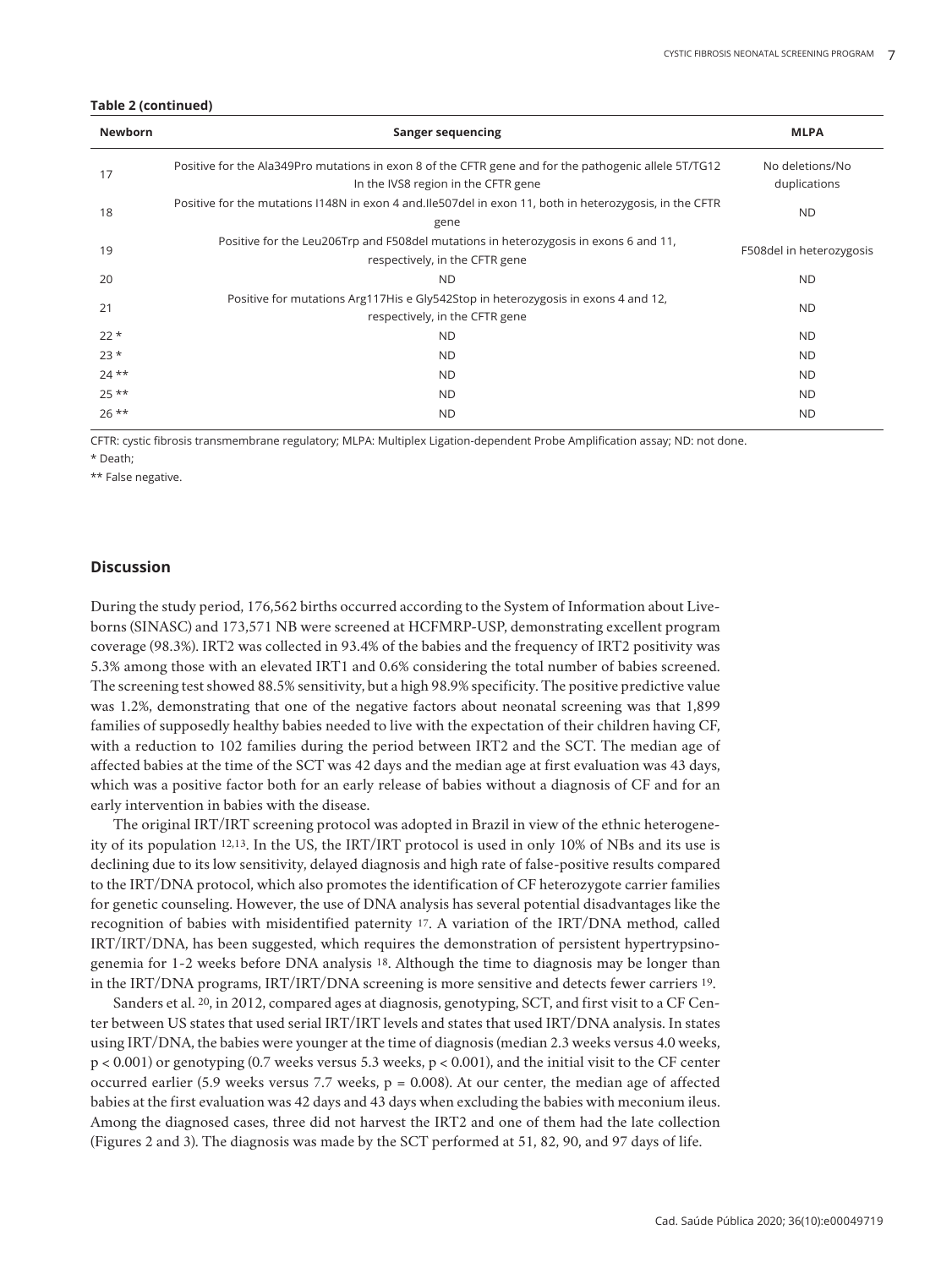**Table 2 (continued)**

| Newborn | Sanger sequencing | MLPA |
|---|---|---|
| 17 | Positive for the Ala349Pro mutations in exon 8 of the CFTR gene and for the pathogenic allele 5T/TG12 In the IVS8 region in the CFTR gene | No deletions/No duplications |
| 18 | Positive for the mutations I148N in exon 4 and.Ile507del in exon 11, both in heterozygosis, in the CFTR gene | ND |
| 19 | Positive for the Leu206Trp and F508del mutations in heterozygosis in exons 6 and 11, respectively, in the CFTR gene | F508del in heterozygosis |
| 20 | ND | ND |
| 21 | Positive for mutations Arg117His e Gly542Stop in heterozygosis in exons 4 and 12, respectively, in the CFTR gene | ND |
| 22 * | ND | ND |
| 23 * | ND | ND |
| 24 ** | ND | ND |
| 25 ** | ND | ND |
| 26 ** | ND | ND |

CFTR: cystic fibrosis transmembrane regulatory; MLPA: Multiplex Ligation-dependent Probe Amplification assay; ND: not done.

* Death;

** False negative.

## Discussion

During the study period, 176,562 births occurred according to the System of Information about Liveborns (SINASC) and 173,571 NB were screened at HCFMRP-USP, demonstrating excellent program coverage (98.3%). IRT2 was collected in 93.4% of the babies and the frequency of IRT2 positivity was 5.3% among those with an elevated IRT1 and 0.6% considering the total number of babies screened. The screening test showed 88.5% sensitivity, but a high 98.9% specificity. The positive predictive value was 1.2%, demonstrating that one of the negative factors about neonatal screening was that 1,899 families of supposedly healthy babies needed to live with the expectation of their children having CF, with a reduction to 102 families during the period between IRT2 and the SCT. The median age of affected babies at the time of the SCT was 42 days and the median age at first evaluation was 43 days, which was a positive factor both for an early release of babies without a diagnosis of CF and for an early intervention in babies with the disease.

The original IRT/IRT screening protocol was adopted in Brazil in view of the ethnic heterogeneity of its population [12,13]. In the US, the IRT/IRT protocol is used in only 10% of NBs and its use is declining due to its low sensitivity, delayed diagnosis and high rate of false-positive results compared to the IRT/DNA protocol, which also promotes the identification of CF heterozygote carrier families for genetic counseling. However, the use of DNA analysis has several potential disadvantages like the recognition of babies with misidentified paternity [17]. A variation of the IRT/DNA method, called IRT/IRT/DNA, has been suggested, which requires the demonstration of persistent hypertrypsinogenemia for 1-2 weeks before DNA analysis [18]. Although the time to diagnosis may be longer than in the IRT/DNA programs, IRT/IRT/DNA screening is more sensitive and detects fewer carriers [19].

Sanders et al. [20], in 2012, compared ages at diagnosis, genotyping, SCT, and first visit to a CF Center between US states that used serial IRT/IRT levels and states that used IRT/DNA analysis. In states using IRT/DNA, the babies were younger at the time of diagnosis (median 2.3 weeks versus 4.0 weeks, $p < 0.001$) or genotyping (0.7 weeks versus 5.3 weeks, $p < 0.001$), and the initial visit to the CF center occurred earlier (5.9 weeks versus 7.7 weeks, $p = 0.008$). At our center, the median age of affected babies at the first evaluation was 42 days and 43 days when excluding the babies with meconium ileus. Among the diagnosed cases, three did not harvest the IRT2 and one of them had the late collection (Figures 2 and 3). The diagnosis was made by the SCT performed at 51, 82, 90, and 97 days of life.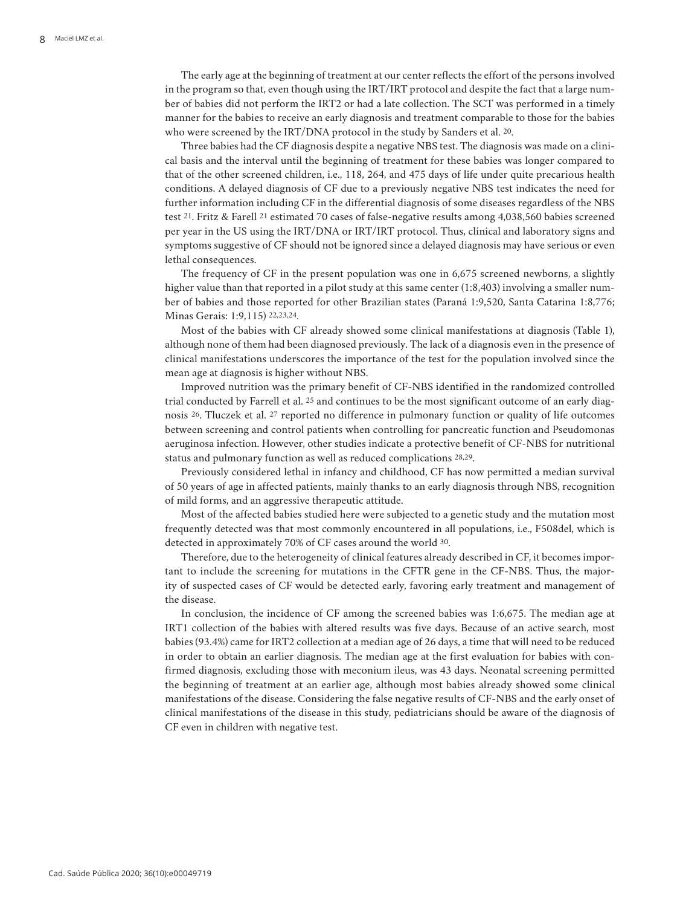The early age at the beginning of treatment at our center reflects the effort of the persons involved in the program so that, even though using the IRT/IRT protocol and despite the fact that a large number of babies did not perform the IRT2 or had a late collection. The SCT was performed in a timely manner for the babies to receive an early diagnosis and treatment comparable to those for the babies who were screened by the IRT/DNA protocol in the study by Sanders et al. [20].

Three babies had the CF diagnosis despite a negative NBS test. The diagnosis was made on a clinical basis and the interval until the beginning of treatment for these babies was longer compared to that of the other screened children, i.e., 118, 264, and 475 days of life under quite precarious health conditions. A delayed diagnosis of CF due to a previously negative NBS test indicates the need for further information including CF in the differential diagnosis of some diseases regardless of the NBS test [21]. Fritz & Farell [21] estimated 70 cases of false-negative results among 4,038,560 babies screened per year in the US using the IRT/DNA or IRT/IRT protocol. Thus, clinical and laboratory signs and symptoms suggestive of CF should not be ignored since a delayed diagnosis may have serious or even lethal consequences.

The frequency of CF in the present population was one in 6,675 screened newborns, a slightly higher value than that reported in a pilot study at this same center (1:8,403) involving a smaller number of babies and those reported for other Brazilian states (Paraná 1:9,520, Santa Catarina 1:8,776; Minas Gerais: 1:9,115) [22,23,24].

Most of the babies with CF already showed some clinical manifestations at diagnosis (Table 1), although none of them had been diagnosed previously. The lack of a diagnosis even in the presence of clinical manifestations underscores the importance of the test for the population involved since the mean age at diagnosis is higher without NBS.

Improved nutrition was the primary benefit of CF-NBS identified in the randomized controlled trial conducted by Farrell et al. [25] and continues to be the most significant outcome of an early diagnosis [26]. Tluczek et al. [27] reported no difference in pulmonary function or quality of life outcomes between screening and control patients when controlling for pancreatic function and Pseudomonas aeruginosa infection. However, other studies indicate a protective benefit of CF-NBS for nutritional status and pulmonary function as well as reduced complications [28,29].

Previously considered lethal in infancy and childhood, CF has now permitted a median survival of 50 years of age in affected patients, mainly thanks to an early diagnosis through NBS, recognition of mild forms, and an aggressive therapeutic attitude.

Most of the affected babies studied here were subjected to a genetic study and the mutation most frequently detected was that most commonly encountered in all populations, i.e., F508del, which is detected in approximately 70% of CF cases around the world [30].

Therefore, due to the heterogeneity of clinical features already described in CF, it becomes important to include the screening for mutations in the CFTR gene in the CF-NBS. Thus, the majority of suspected cases of CF would be detected early, favoring early treatment and management of the disease.

In conclusion, the incidence of CF among the screened babies was 1:6,675. The median age at IRT1 collection of the babies with altered results was five days. Because of an active search, most babies (93.4%) came for IRT2 collection at a median age of 26 days, a time that will need to be reduced in order to obtain an earlier diagnosis. The median age at the first evaluation for babies with confirmed diagnosis, excluding those with meconium ileus, was 43 days. Neonatal screening permitted the beginning of treatment at an earlier age, although most babies already showed some clinical manifestations of the disease. Considering the false negative results of CF-NBS and the early onset of clinical manifestations of the disease in this study, pediatricians should be aware of the diagnosis of CF even in children with negative test.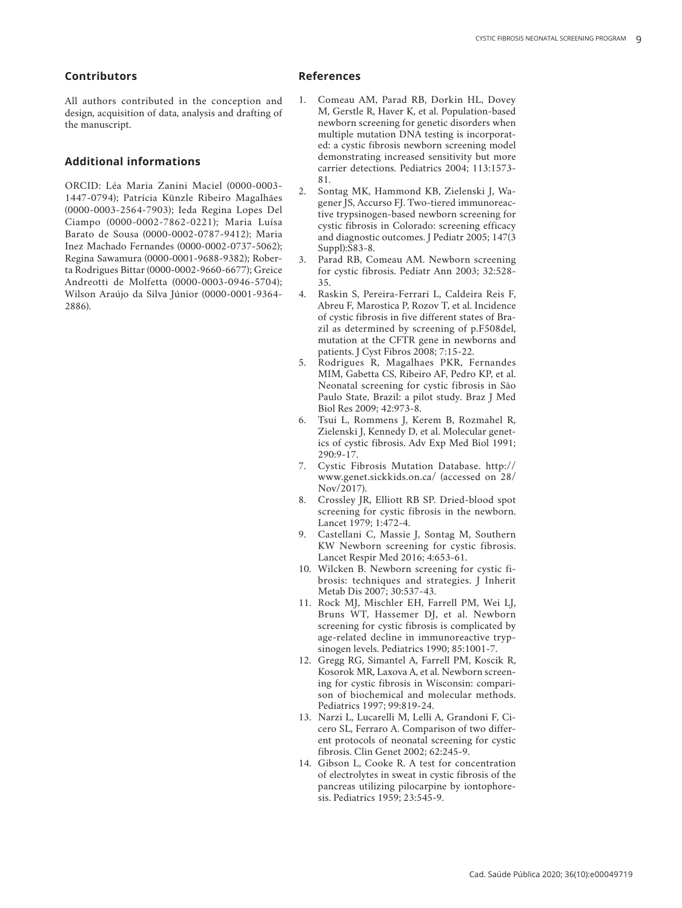## Contributors

All authors contributed in the conception and design, acquisition of data, analysis and drafting of the manuscript.

## Additional informations

ORCID: Léa Maria Zanini Maciel (0000-0003-1447-0794); Patrícia Künzle Ribeiro Magalhães (0000-0003-2564-7903); Ieda Regina Lopes Del Ciampo (0000-0002-7862-0221); Maria Luísa Barato de Sousa (0000-0002-0787-9412); Maria Inez Machado Fernandes (0000-0002-0737-5062); Regina Sawamura (0000-0001-9688-9382); Roberta Rodrigues Bittar (0000-0002-9660-6677); Greice Andreotti de Molfetta (0000-0003-0946-5704); Wilson Araújo da Silva Júnior (0000-0001-9364-2886).

## References

1. Comeau AM, Parad RB, Dorkin HL, Dovey M, Gerstle R, Haver K, et al. Population-based newborn screening for genetic disorders when multiple mutation DNA testing is incorporated: a cystic fibrosis newborn screening model demonstrating increased sensitivity but more carrier detections. Pediatrics 2004; 113:1573-81.
2. Sontag MK, Hammond KB, Zielenski J, Wagener JS, Accurso FJ. Two-tiered immunoreactive trypsinogen-based newborn screening for cystic fibrosis in Colorado: screening efficacy and diagnostic outcomes. J Pediatr 2005; 147(3 Suppl):S83-8.
3. Parad RB, Comeau AM. Newborn screening for cystic fibrosis. Pediatr Ann 2003; 32:528-35.
4. Raskin S, Pereira-Ferrari L, Caldeira Reis F, Abreu F, Marostica P, Rozov T, et al. Incidence of cystic fibrosis in five different states of Brazil as determined by screening of p.F508del, mutation at the CFTR gene in newborns and patients. J Cyst Fibros 2008; 7:15-22.
5. Rodrigues R, Magalhaes PKR, Fernandes MIM, Gabetta CS, Ribeiro AF, Pedro KP, et al. Neonatal screening for cystic fibrosis in São Paulo State, Brazil: a pilot study. Braz J Med Biol Res 2009; 42:973-8.
6. Tsui L, Rommens J, Kerem B, Rozmahel R, Zielenski J, Kennedy D, et al. Molecular genetics of cystic fibrosis. Adv Exp Med Biol 1991; 290:9-17.
7. Cystic Fibrosis Mutation Database. http://www.genet.sickkids.on.ca/ (accessed on 28/Nov/2017).
8. Crossley JR, Elliott RB SP. Dried-blood spot screening for cystic fibrosis in the newborn. Lancet 1979; 1:472-4.
9. Castellani C, Massie J, Sontag M, Southern KW Newborn screening for cystic fibrosis. Lancet Respir Med 2016; 4:653-61.
10. Wilcken B. Newborn screening for cystic fibrosis: techniques and strategies. J Inherit Metab Dis 2007; 30:537-43.
11. Rock MJ, Mischler EH, Farrell PM, Wei LJ, Bruns WT, Hassemer DJ, et al. Newborn screening for cystic fibrosis is complicated by age-related decline in immunoreactive trypsinogen levels. Pediatrics 1990; 85:1001-7.
12. Gregg RG, Simantel A, Farrell PM, Koscik R, Kosorok MR, Laxova A, et al. Newborn screening for cystic fibrosis in Wisconsin: comparison of biochemical and molecular methods. Pediatrics 1997; 99:819-24.
13. Narzi L, Lucarelli M, Lelli A, Grandoni F, Cicero SL, Ferraro A. Comparison of two different protocols of neonatal screening for cystic fibrosis. Clin Genet 2002; 62:245-9.
14. Gibson L, Cooke R. A test for concentration of electrolytes in sweat in cystic fibrosis of the pancreas utilizing pilocarpine by iontophoresis. Pediatrics 1959; 23:545-9.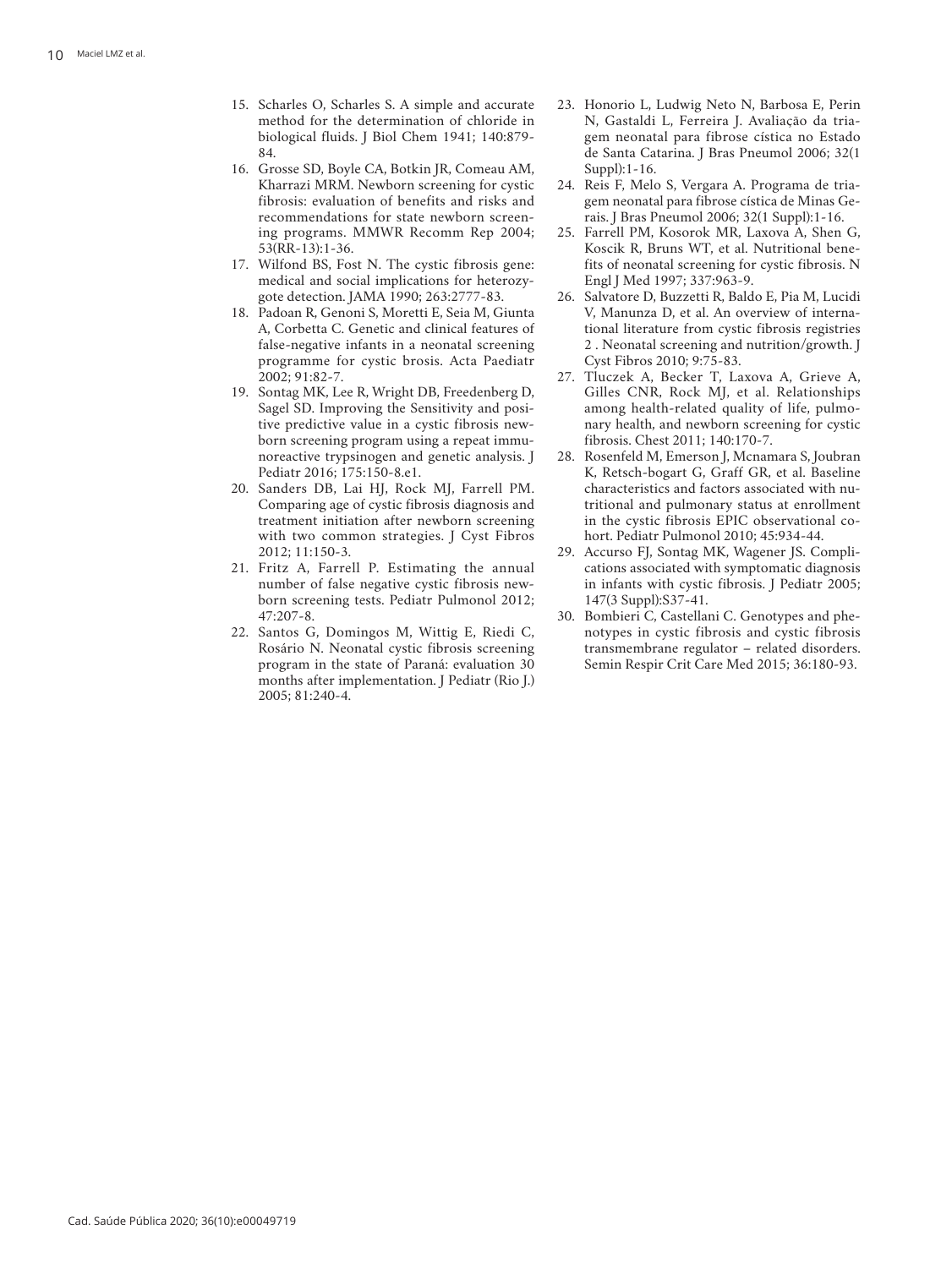15. Scharles O, Scharles S. A simple and accurate method for the determination of chloride in biological fluids. J Biol Chem 1941; 140:879-84.
16. Grosse SD, Boyle CA, Botkin JR, Comeau AM, Kharrazi MRM. Newborn screening for cystic fibrosis: evaluation of benefits and risks and recommendations for state newborn screening programs. MMWR Recomm Rep 2004; 53(RR-13):1-36.
17. Wilfond BS, Fost N. The cystic fibrosis gene: medical and social implications for heterozygote detection. JAMA 1990; 263:2777-83.
18. Padoan R, Genoni S, Moretti E, Seia M, Giunta A, Corbetta C. Genetic and clinical features of false-negative infants in a neonatal screening programme for cystic brosis. Acta Paediatr 2002; 91:82-7.
19. Sontag MK, Lee R, Wright DB, Freedenberg D, Sagel SD. Improving the Sensitivity and positive predictive value in a cystic fibrosis newborn screening program using a repeat immunoreactive trypsinogen and genetic analysis. J Pediatr 2016; 175:150-8.e1.
20. Sanders DB, Lai HJ, Rock MJ, Farrell PM. Comparing age of cystic fibrosis diagnosis and treatment initiation after newborn screening with two common strategies. J Cyst Fibros 2012; 11:150-3.
21. Fritz A, Farrell P. Estimating the annual number of false negative cystic fibrosis newborn screening tests. Pediatr Pulmonol 2012; 47:207-8.
22. Santos G, Domingos M, Wittig E, Riedi C, Rosário N. Neonatal cystic fibrosis screening program in the state of Paraná: evaluation 30 months after implementation. J Pediatr (Rio J.) 2005; 81:240-4.
23. Honorio L, Ludwig Neto N, Barbosa E, Perin N, Gastaldi L, Ferreira J. Avaliação da triagem neonatal para fibrose cística no Estado de Santa Catarina. J Bras Pneumol 2006; 32(1 Suppl):1-16.
24. Reis F, Melo S, Vergara A. Programa de triagem neonatal para fibrose cística de Minas Gerais. J Bras Pneumol 2006; 32(1 Suppl):1-16.
25. Farrell PM, Kosorok MR, Laxova A, Shen G, Koscik R, Bruns WT, et al. Nutritional benefits of neonatal screening for cystic fibrosis. N Engl J Med 1997; 337:963-9.
26. Salvatore D, Buzzetti R, Baldo E, Pia M, Lucidi V, Manunza D, et al. An overview of international literature from cystic fibrosis registries 2 . Neonatal screening and nutrition/growth. J Cyst Fibros 2010; 9:75-83.
27. Tluczek A, Becker T, Laxova A, Grieve A, Gilles CNR, Rock MJ, et al. Relationships among health-related quality of life, pulmonary health, and newborn screening for cystic fibrosis. Chest 2011; 140:170-7.
28. Rosenfeld M, Emerson J, Mcnamara S, Joubran K, Retsch-bogart G, Graff GR, et al. Baseline characteristics and factors associated with nutritional and pulmonary status at enrollment in the cystic fibrosis EPIC observational cohort. Pediatr Pulmonol 2010; 45:934-44.
29. Accurso FJ, Sontag MK, Wagener JS. Complications associated with symptomatic diagnosis in infants with cystic fibrosis. J Pediatr 2005; 147(3 Suppl):S37-41.
30. Bombieri C, Castellani C. Genotypes and phenotypes in cystic fibrosis and cystic fibrosis transmembrane regulator – related disorders. Semin Respir Crit Care Med 2015; 36:180-93.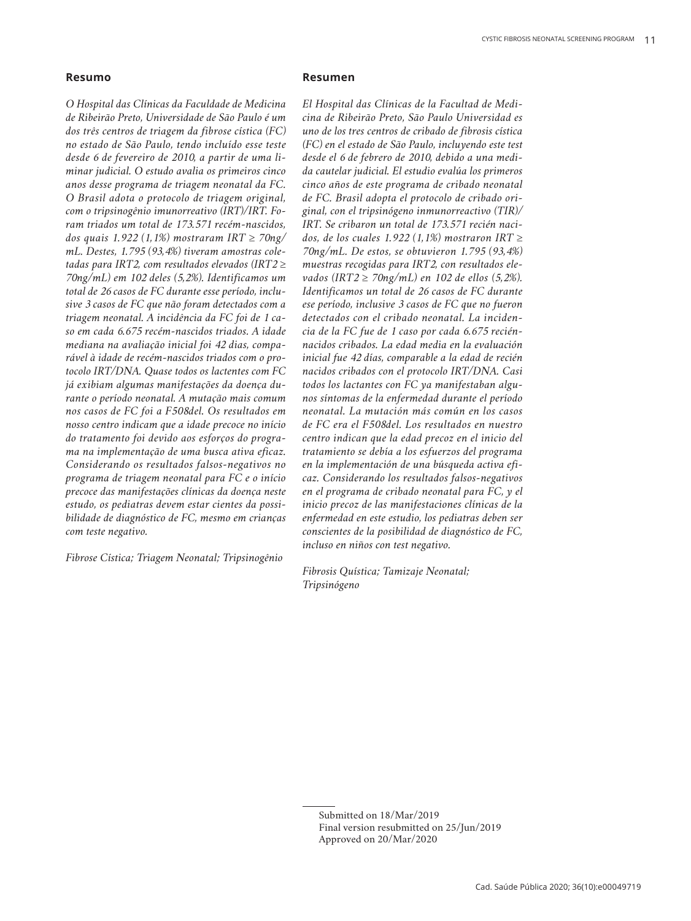## Resumo

*O Hospital das Clínicas da Faculdade de Medicina de Ribeirão Preto, Universidade de São Paulo é um dos três centros de triagem da fibrose cística (FC) no estado de São Paulo, tendo incluído esse teste desde 6 de fevereiro de 2010, a partir de uma liminar judicial. O estudo avalia os primeiros cinco anos desse programa de triagem neonatal da FC. O Brasil adota o protocolo de triagem original, com o tripsinogênio imunorreativo (IRT)/IRT. Foram triados um total de 173.571 recém-nascidos, dos quais 1.922 (1,1%) mostraram IRT ≥ 70ng/mL. Destes, 1.795 (93,4%) tiveram amostras coletadas para IRT2, com resultados elevados (IRT2 ≥ 70ng/mL) em 102 deles (5,2%). Identificamos um total de 26 casos de FC durante esse período, inclusive 3 casos de FC que não foram detectados com a triagem neonatal. A incidência da FC foi de 1 caso em cada 6.675 recém-nascidos triados. A idade mediana na avaliação inicial foi 42 dias, comparável à idade de recém-nascidos triados com o protocolo IRT/DNA. Quase todos os lactentes com FC já exibiam algumas manifestações da doença durante o período neonatal. A mutação mais comum nos casos de FC foi a F508del. Os resultados em nosso centro indicam que a idade precoce no início do tratamento foi devido aos esforços do programa na implementação de uma busca ativa eficaz. Considerando os resultados falsos-negativos no programa de triagem neonatal para FC e o início precoce das manifestações clínicas da doença neste estudo, os pediatras devem estar cientes da possibilidade de diagnóstico de FC, mesmo em crianças com teste negativo.*

*Fibrose Cística; Triagem Neonatal; Tripsinogênio*

## Resumen

*El Hospital das Clínicas de la Facultad de Medicina de Ribeirão Preto, São Paulo Universidad es uno de los tres centros de cribado de fibrosis cística (FC) en el estado de São Paulo, incluyendo este test desde el 6 de febrero de 2010, debido a una medida cautelar judicial. El estudio evalúa los primeros cinco años de este programa de cribado neonatal de FC. Brasil adopta el protocolo de cribado original, con el tripsinógeno inmunorreactivo (TIR)/IRT. Se cribaron un total de 173.571 recién nacidos, de los cuales 1.922 (1,1%) mostraron IRT ≥ 70ng/mL. De estos, se obtuvieron 1.795 (93,4%) muestras recogidas para IRT2, con resultados elevados (IRT2 ≥ 70ng/mL) en 102 de ellos (5,2%). Identificamos un total de 26 casos de FC durante ese período, inclusive 3 casos de FC que no fueron detectados con el cribado neonatal. La incidencia de la FC fue de 1 caso por cada 6.675 reciénnacidos cribados. La edad media en la evaluación inicial fue 42 días, comparable a la edad de recién nacidos cribados con el protocolo IRT/DNA. Casi todos los lactantes con FC ya manifestaban algunos síntomas de la enfermedad durante el período neonatal. La mutación más común en los casos de FC era el F508del. Los resultados en nuestro centro indican que la edad precoz en el inicio del tratamiento se debía a los esfuerzos del programa en la implementación de una búsqueda activa eficaz. Considerando los resultados falsos-negativos en el programa de cribado neonatal para FC, y el inicio precoz de las manifestaciones clínicas de la enfermedad en este estudio, los pediatras deben ser conscientes de la posibilidad de diagnóstico de FC, incluso en niños con test negativo.*

*Fibrosis Quística; Tamizaje Neonatal; Tripsinógeno*

Submitted on 18/Mar/2019
Final version resubmitted on 25/Jun/2019
Approved on 20/Mar/2020